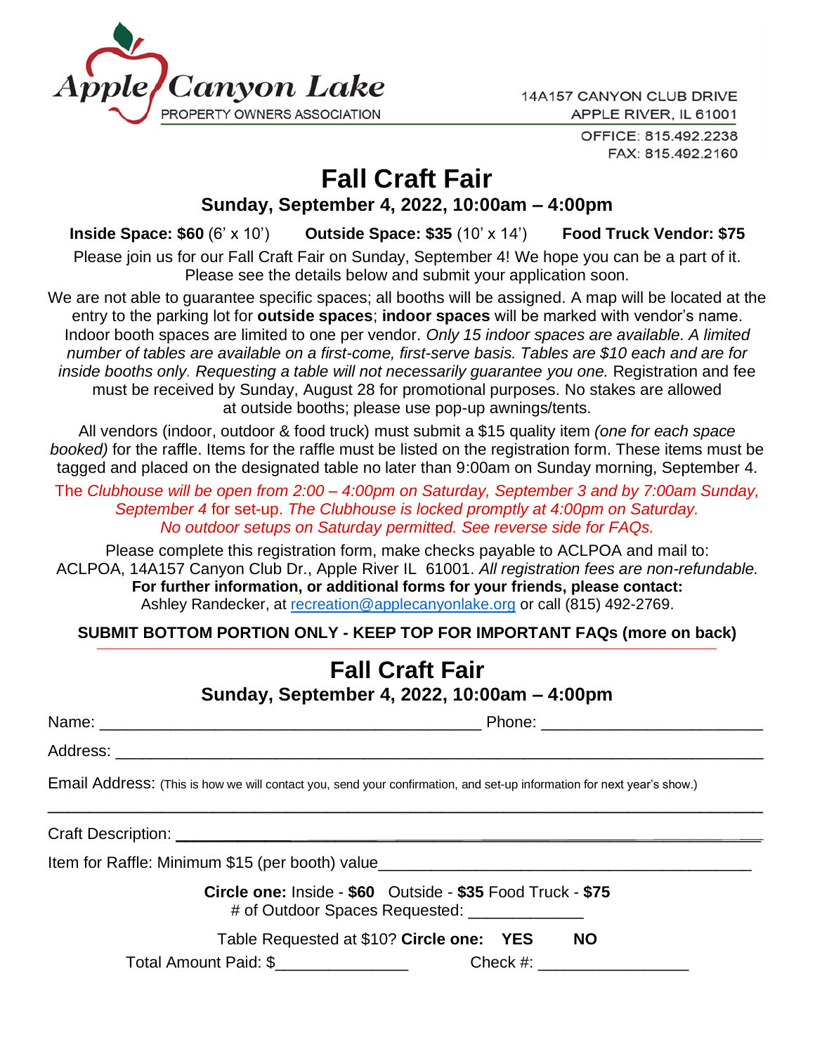Apple Canyon Lake
PROPERTY OWNERS ASSOCIATION

14A157 CANYON CLUB DRIVE
APPLE RIVER, IL 61001
OFFICE: 815.492.2238
FAX: 815.492.2160

# Fall Craft Fair

## Sunday, September 4, 2022, 10:00am – 4:00pm

**Inside Space: $60** (6' x 10') **Outside Space: $35** (10' x 14') **Food Truck Vendor: $75**

Please join us for our Fall Craft Fair on Sunday, September 4! We hope you can be a part of it. Please see the details below and submit your application soon.

We are not able to guarantee specific spaces; all booths will be assigned. A map will be located at the entry to the parking lot for **outside spaces**; **indoor spaces** will be marked with vendor's name. Indoor booth spaces are limited to one per vendor. *Only 15 indoor spaces are available. A limited number of tables are available on a first-come, first-serve basis. Tables are $10 each and are for inside booths only. Requesting a table will not necessarily guarantee you one.* Registration and fee must be received by Sunday, August 28 for promotional purposes. No stakes are allowed at outside booths; please use pop-up awnings/tents.

All vendors (indoor, outdoor & food truck) must submit a $15 quality item *(one for each space booked)* for the raffle. Items for the raffle must be listed on the registration form. These items must be tagged and placed on the designated table no later than 9:00am on Sunday morning, September 4.

The *Clubhouse will be open from 2:00 – 4:00pm on Saturday, September 3 and by 7:00am Sunday, September 4* for set-up. *The Clubhouse is locked promptly at 4:00pm on Saturday. No outdoor setups on Saturday permitted. See reverse side for FAQs.*

Please complete this registration form, make checks payable to ACLPOA and mail to: ACLPOA, 14A157 Canyon Club Dr., Apple River IL 61001. *All registration fees are non-refundable.*
**For further information, or additional forms for your friends, please contact:**
Ashley Randecker, at recreation@applecanyonlake.org or call (815) 492-2769.

**SUBMIT BOTTOM PORTION ONLY - KEEP TOP FOR IMPORTANT FAQs (more on back)**

---

# Fall Craft Fair

## Sunday, September 4, 2022, 10:00am – 4:00pm

Name: ________________________________________ Phone: ________________________

Address: ______________________________________________________________________

Email Address: (This is how we will contact you, send your confirmation, and set-up information for next year's show.)

_______________________________________________________________________________

Craft Description: _______________________________________________________________

Item for Raffle: Minimum $15 (per booth) value__________________________________________

**Circle one:** Inside - **$60** Outside - **$35** Food Truck - **$75**
# of Outdoor Spaces Requested: _____________

Table Requested at $10? **Circle one: YES NO**

Total Amount Paid: $______________ Check #: ________________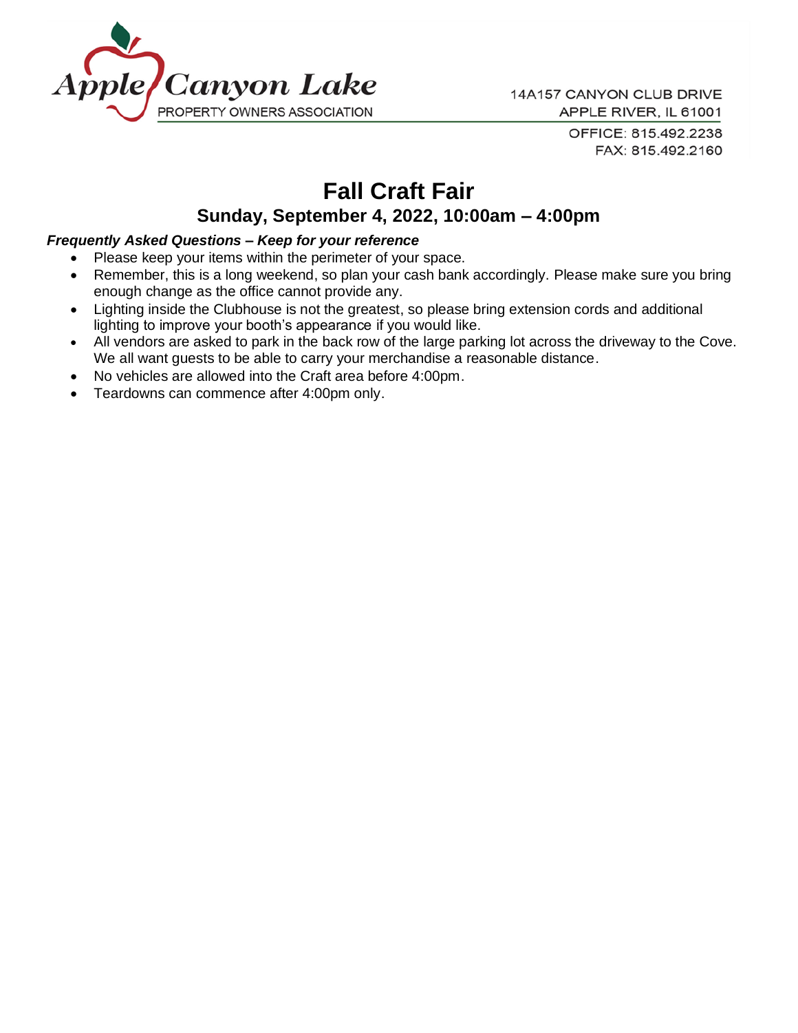Apple Canyon Lake
PROPERTY OWNERS ASSOCIATION

14A157 CANYON CLUB DRIVE
APPLE RIVER, IL 61001
OFFICE: 815.492.2238
FAX: 815.492.2160

# Fall Craft Fair

## Sunday, September 4, 2022, 10:00am – 4:00pm

***Frequently Asked Questions – Keep for your reference***

- Please keep your items within the perimeter of your space.
- Remember, this is a long weekend, so plan your cash bank accordingly. Please make sure you bring enough change as the office cannot provide any.
- Lighting inside the Clubhouse is not the greatest, so please bring extension cords and additional lighting to improve your booth's appearance if you would like.
- All vendors are asked to park in the back row of the large parking lot across the driveway to the Cove. We all want guests to be able to carry your merchandise a reasonable distance.
- No vehicles are allowed into the Craft area before 4:00pm.
- Teardowns can commence after 4:00pm only.